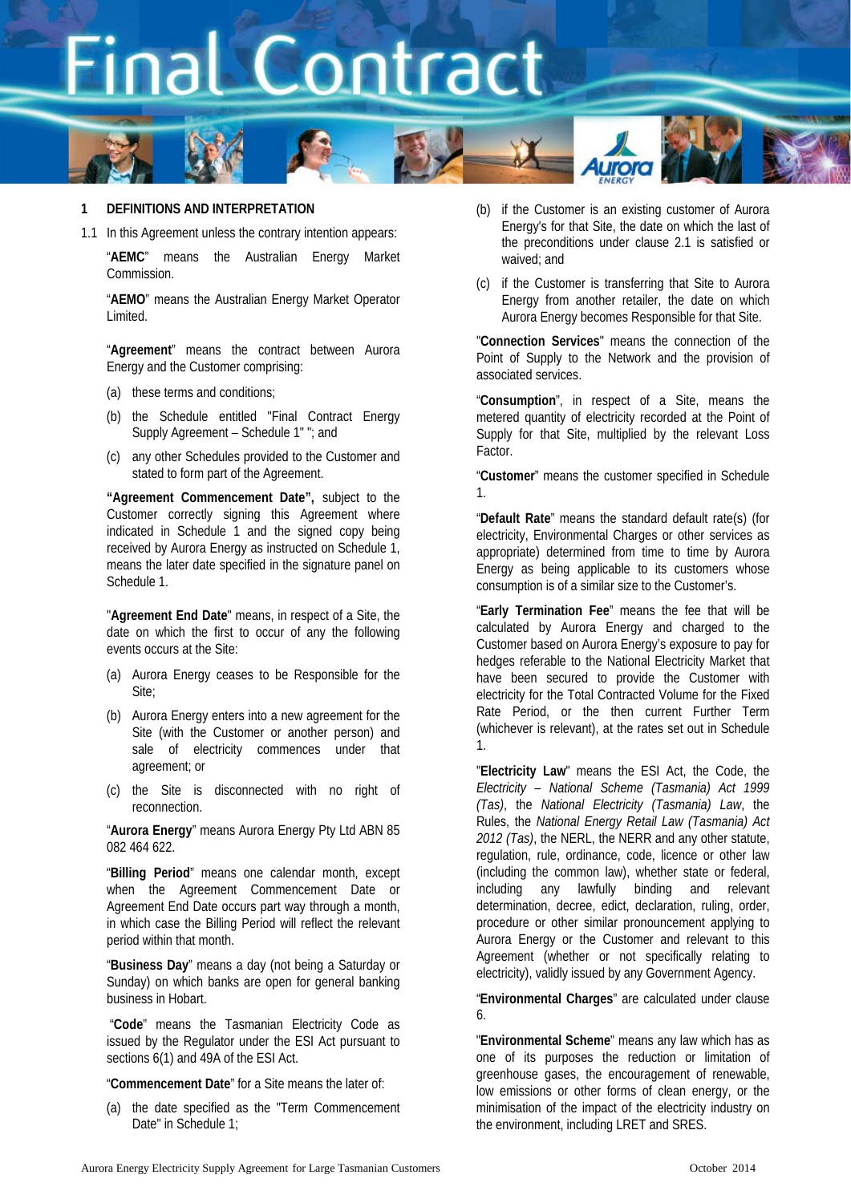# Final Contract

## 1 DEFINITIONS AND INTERPRETATION

1.1 In this Agreement unless the contrary intention appears:

"**AEMC**" means the Australian Energy Market Commission.

"**AEMO**" means the Australian Energy Market Operator Limited.

"**Agreement**" means the contract between Aurora Energy and the Customer comprising:

(a) these terms and conditions;

(b) the Schedule entitled "Final Contract Energy Supply Agreement – Schedule 1" "; and

(c) any other Schedules provided to the Customer and stated to form part of the Agreement.

**"Agreement Commencement Date",** subject to the Customer correctly signing this Agreement where indicated in Schedule 1 and the signed copy being received by Aurora Energy as instructed on Schedule 1, means the later date specified in the signature panel on Schedule 1.

"**Agreement End Date**" means, in respect of a Site, the date on which the first to occur of any the following events occurs at the Site:

(a) Aurora Energy ceases to be Responsible for the Site;

(b) Aurora Energy enters into a new agreement for the Site (with the Customer or another person) and sale of electricity commences under that agreement; or

(c) the Site is disconnected with no right of reconnection.

"**Aurora Energy**" means Aurora Energy Pty Ltd ABN 85 082 464 622.

"**Billing Period**" means one calendar month, except when the Agreement Commencement Date or Agreement End Date occurs part way through a month, in which case the Billing Period will reflect the relevant period within that month.

"**Business Day**" means a day (not being a Saturday or Sunday) on which banks are open for general banking business in Hobart.

"**Code**" means the Tasmanian Electricity Code as issued by the Regulator under the ESI Act pursuant to sections 6(1) and 49A of the ESI Act.

"**Commencement Date**" for a Site means the later of:

(a) the date specified as the "Term Commencement Date" in Schedule 1;

(b) if the Customer is an existing customer of Aurora Energy's for that Site, the date on which the last of the preconditions under clause 2.1 is satisfied or waived; and

(c) if the Customer is transferring that Site to Aurora Energy from another retailer, the date on which Aurora Energy becomes Responsible for that Site.

"**Connection Services**" means the connection of the Point of Supply to the Network and the provision of associated services.

"**Consumption**", in respect of a Site, means the metered quantity of electricity recorded at the Point of Supply for that Site, multiplied by the relevant Loss Factor.

"**Customer**" means the customer specified in Schedule 1.

"**Default Rate**" means the standard default rate(s) (for electricity, Environmental Charges or other services as appropriate) determined from time to time by Aurora Energy as being applicable to its customers whose consumption is of a similar size to the Customer's.

"**Early Termination Fee**" means the fee that will be calculated by Aurora Energy and charged to the Customer based on Aurora Energy's exposure to pay for hedges referable to the National Electricity Market that have been secured to provide the Customer with electricity for the Total Contracted Volume for the Fixed Rate Period, or the then current Further Term (whichever is relevant), at the rates set out in Schedule 1.

"**Electricity Law**" means the ESI Act, the Code, the *Electricity – National Scheme (Tasmania) Act 1999 (Tas)*, the *National Electricity (Tasmania) Law*, the Rules, the *National Energy Retail Law (Tasmania) Act 2012 (Tas)*, the NERL, the NERR and any other statute, regulation, rule, ordinance, code, licence or other law (including the common law), whether state or federal, including any lawfully binding and relevant determination, decree, edict, declaration, ruling, order, procedure or other similar pronouncement applying to Aurora Energy or the Customer and relevant to this Agreement (whether or not specifically relating to electricity), validly issued by any Government Agency.

"**Environmental Charges**" are calculated under clause 6.

"**Environmental Scheme**" means any law which has as one of its purposes the reduction or limitation of greenhouse gases, the encouragement of renewable, low emissions or other forms of clean energy, or the minimisation of the impact of the electricity industry on the environment, including LRET and SRES.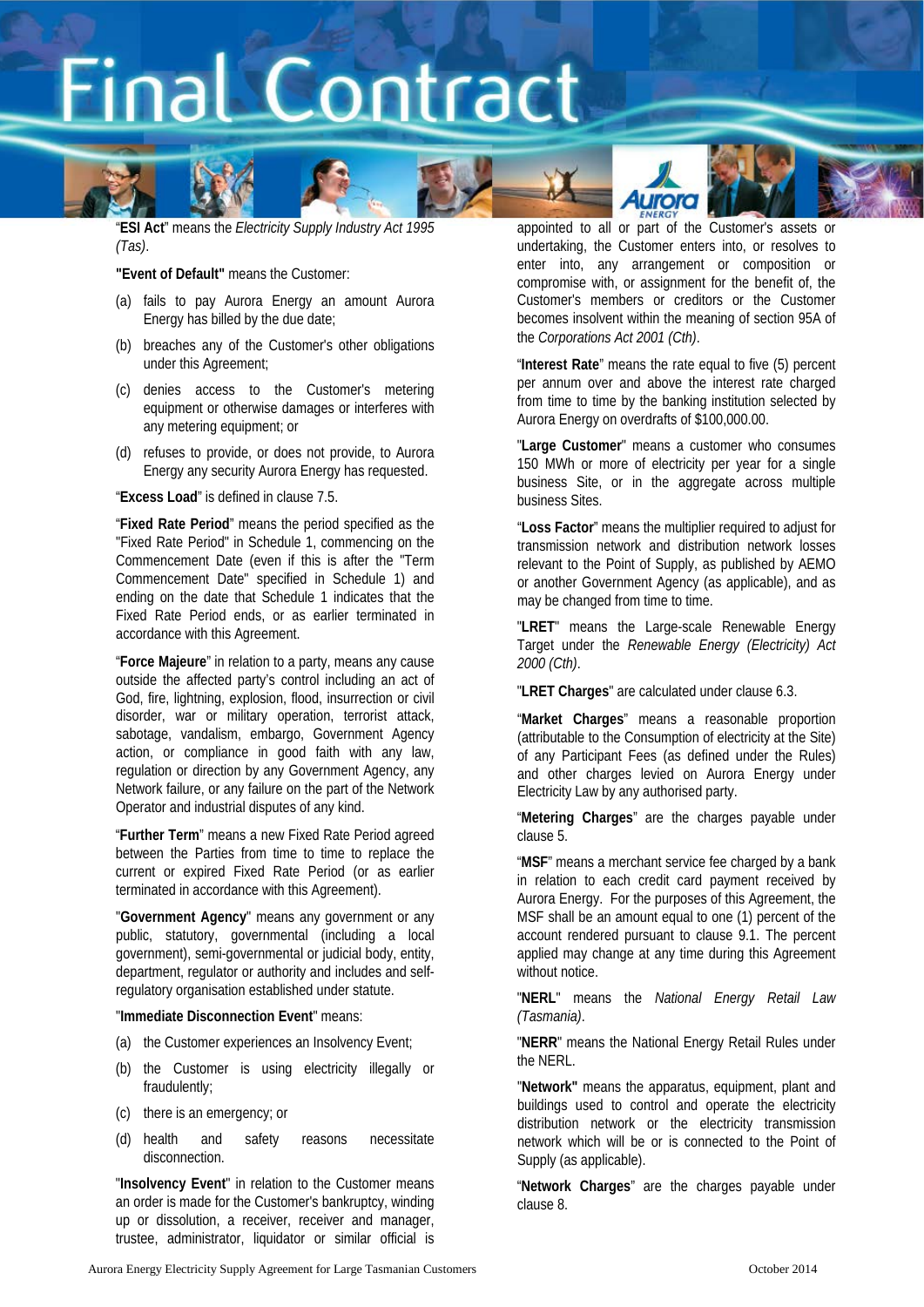"**ESI Act**" means the *Electricity Supply Industry Act 1995 (Tas)*.

**"Event of Default"** means the Customer:

(a) fails to pay Aurora Energy an amount Aurora Energy has billed by the due date;

(b) breaches any of the Customer's other obligations under this Agreement;

(c) denies access to the Customer's metering equipment or otherwise damages or interferes with any metering equipment; or

(d) refuses to provide, or does not provide, to Aurora Energy any security Aurora Energy has requested.

"**Excess Load**" is defined in clause 7.5.

"**Fixed Rate Period**" means the period specified as the "Fixed Rate Period" in Schedule 1, commencing on the Commencement Date (even if this is after the "Term Commencement Date" specified in Schedule 1) and ending on the date that Schedule 1 indicates that the Fixed Rate Period ends, or as earlier terminated in accordance with this Agreement.

"**Force Majeure**" in relation to a party, means any cause outside the affected party's control including an act of God, fire, lightning, explosion, flood, insurrection or civil disorder, war or military operation, terrorist attack, sabotage, vandalism, embargo, Government Agency action, or compliance in good faith with any law, regulation or direction by any Government Agency, any Network failure, or any failure on the part of the Network Operator and industrial disputes of any kind.

"**Further Term**" means a new Fixed Rate Period agreed between the Parties from time to time to replace the current or expired Fixed Rate Period (or as earlier terminated in accordance with this Agreement).

"**Government Agency**" means any government or any public, statutory, governmental (including a local government), semi-governmental or judicial body, entity, department, regulator or authority and includes and self-regulatory organisation established under statute.

"**Immediate Disconnection Event**" means:

(a) the Customer experiences an Insolvency Event;

(b) the Customer is using electricity illegally or fraudulently;

(c) there is an emergency; or

(d) health and safety reasons necessitate disconnection.

"**Insolvency Event**" in relation to the Customer means an order is made for the Customer's bankruptcy, winding up or dissolution, a receiver, receiver and manager, trustee, administrator, liquidator or similar official is appointed to all or part of the Customer's assets or undertaking, the Customer enters into, or resolves to enter into, any arrangement or composition or compromise with, or assignment for the benefit of, the Customer's members or creditors or the Customer becomes insolvent within the meaning of section 95A of the *Corporations Act 2001 (Cth)*.

"**Interest Rate**" means the rate equal to five (5) percent per annum over and above the interest rate charged from time to time by the banking institution selected by Aurora Energy on overdrafts of $100,000.00.

"**Large Customer**" means a customer who consumes 150 MWh or more of electricity per year for a single business Site, or in the aggregate across multiple business Sites.

"**Loss Factor**" means the multiplier required to adjust for transmission network and distribution network losses relevant to the Point of Supply, as published by AEMO or another Government Agency (as applicable), and as may be changed from time to time.

"**LRET**" means the Large-scale Renewable Energy Target under the *Renewable Energy (Electricity) Act 2000 (Cth)*.

"**LRET Charges**" are calculated under clause 6.3.

"**Market Charges**" means a reasonable proportion (attributable to the Consumption of electricity at the Site) of any Participant Fees (as defined under the Rules) and other charges levied on Aurora Energy under Electricity Law by any authorised party.

"**Metering Charges**" are the charges payable under clause 5.

"**MSF**" means a merchant service fee charged by a bank in relation to each credit card payment received by Aurora Energy. For the purposes of this Agreement, the MSF shall be an amount equal to one (1) percent of the account rendered pursuant to clause 9.1. The percent applied may change at any time during this Agreement without notice.

"**NERL**" means the *National Energy Retail Law (Tasmania)*.

"**NERR**" means the National Energy Retail Rules under the NERL.

"**Network"** means the apparatus, equipment, plant and buildings used to control and operate the electricity distribution network or the electricity transmission network which will be or is connected to the Point of Supply (as applicable).

"**Network Charges**" are the charges payable under clause 8.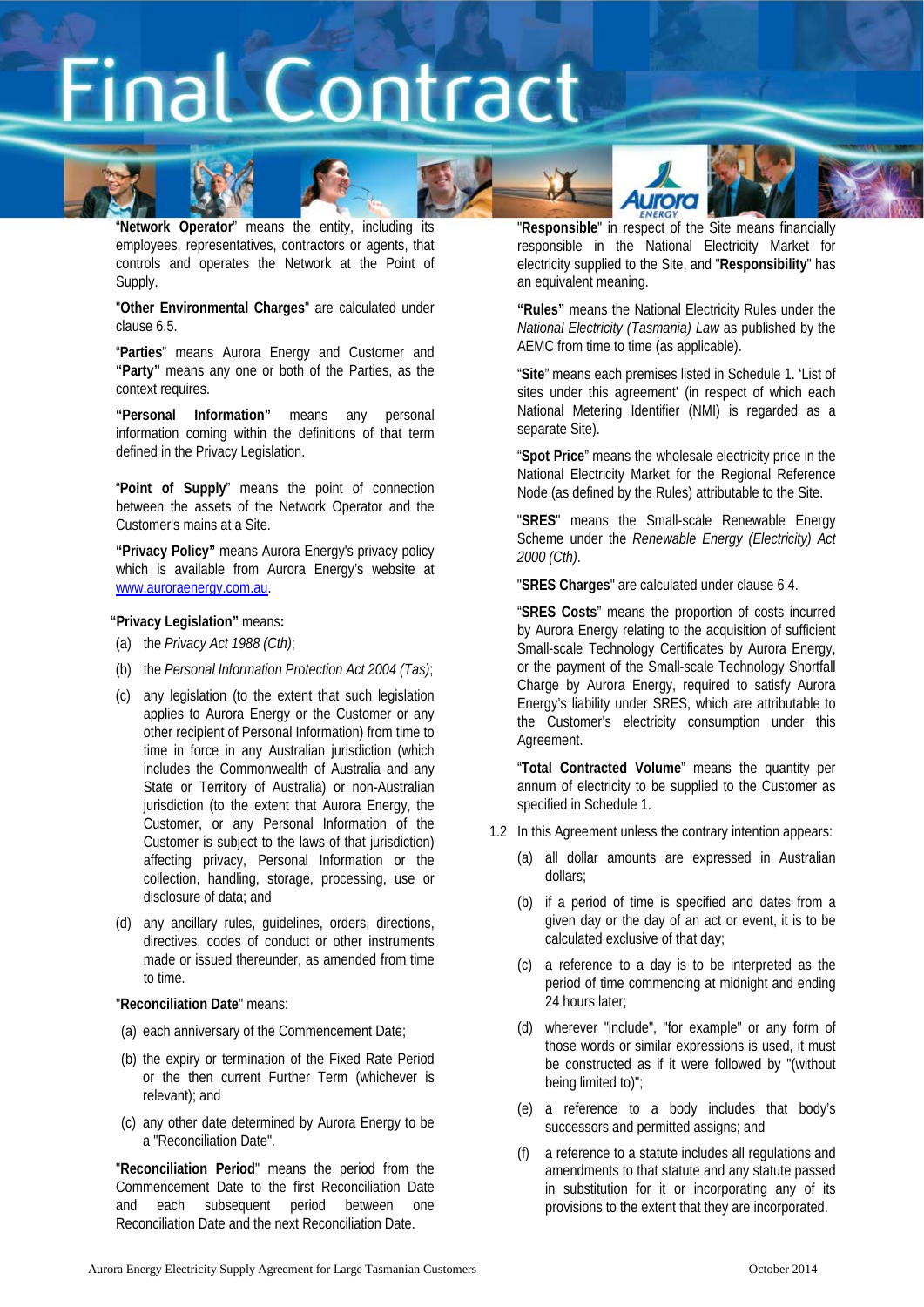"**Network Operator**" means the entity, including its employees, representatives, contractors or agents, that controls and operates the Network at the Point of Supply.

"**Other Environmental Charges**" are calculated under clause 6.5.

"**Parties**" means Aurora Energy and Customer and **"Party"** means any one or both of the Parties, as the context requires.

**"Personal Information"** means any personal information coming within the definitions of that term defined in the Privacy Legislation.

"**Point of Supply**" means the point of connection between the assets of the Network Operator and the Customer's mains at a Site.

**"Privacy Policy"** means Aurora Energy's privacy policy which is available from Aurora Energy's website at www.auroraenergy.com.au.

**"Privacy Legislation"** means**:**

(a) the *Privacy Act 1988 (Cth)*;

(b) the *Personal Information Protection Act 2004 (Tas)*;

(c) any legislation (to the extent that such legislation applies to Aurora Energy or the Customer or any other recipient of Personal Information) from time to time in force in any Australian jurisdiction (which includes the Commonwealth of Australia and any State or Territory of Australia) or non-Australian jurisdiction (to the extent that Aurora Energy, the Customer, or any Personal Information of the Customer is subject to the laws of that jurisdiction) affecting privacy, Personal Information or the collection, handling, storage, processing, use or disclosure of data; and

(d) any ancillary rules, guidelines, orders, directions, directives, codes of conduct or other instruments made or issued thereunder, as amended from time to time.

"**Reconciliation Date**" means:

(a) each anniversary of the Commencement Date;

(b) the expiry or termination of the Fixed Rate Period or the then current Further Term (whichever is relevant); and

(c) any other date determined by Aurora Energy to be a "Reconciliation Date".

"**Reconciliation Period**" means the period from the Commencement Date to the first Reconciliation Date and each subsequent period between one Reconciliation Date and the next Reconciliation Date.

"**Responsible**" in respect of the Site means financially responsible in the National Electricity Market for electricity supplied to the Site, and "**Responsibility**" has an equivalent meaning.

**"Rules"** means the National Electricity Rules under the *National Electricity (Tasmania) Law* as published by the AEMC from time to time (as applicable).

"**Site**" means each premises listed in Schedule 1. 'List of sites under this agreement' (in respect of which each National Metering Identifier (NMI) is regarded as a separate Site).

"**Spot Price**" means the wholesale electricity price in the National Electricity Market for the Regional Reference Node (as defined by the Rules) attributable to the Site.

"**SRES**" means the Small-scale Renewable Energy Scheme under the *Renewable Energy (Electricity) Act 2000 (Cth)*.

"**SRES Charges**" are calculated under clause 6.4.

"**SRES Costs**" means the proportion of costs incurred by Aurora Energy relating to the acquisition of sufficient Small-scale Technology Certificates by Aurora Energy, or the payment of the Small-scale Technology Shortfall Charge by Aurora Energy, required to satisfy Aurora Energy's liability under SRES, which are attributable to the Customer's electricity consumption under this Agreement.

"**Total Contracted Volume**" means the quantity per annum of electricity to be supplied to the Customer as specified in Schedule 1.

1.2 In this Agreement unless the contrary intention appears:

(a) all dollar amounts are expressed in Australian dollars;

(b) if a period of time is specified and dates from a given day or the day of an act or event, it is to be calculated exclusive of that day;

(c) a reference to a day is to be interpreted as the period of time commencing at midnight and ending 24 hours later;

(d) wherever "include", "for example" or any form of those words or similar expressions is used, it must be constructed as if it were followed by "(without being limited to)";

(e) a reference to a body includes that body's successors and permitted assigns; and

(f) a reference to a statute includes all regulations and amendments to that statute and any statute passed in substitution for it or incorporating any of its provisions to the extent that they are incorporated.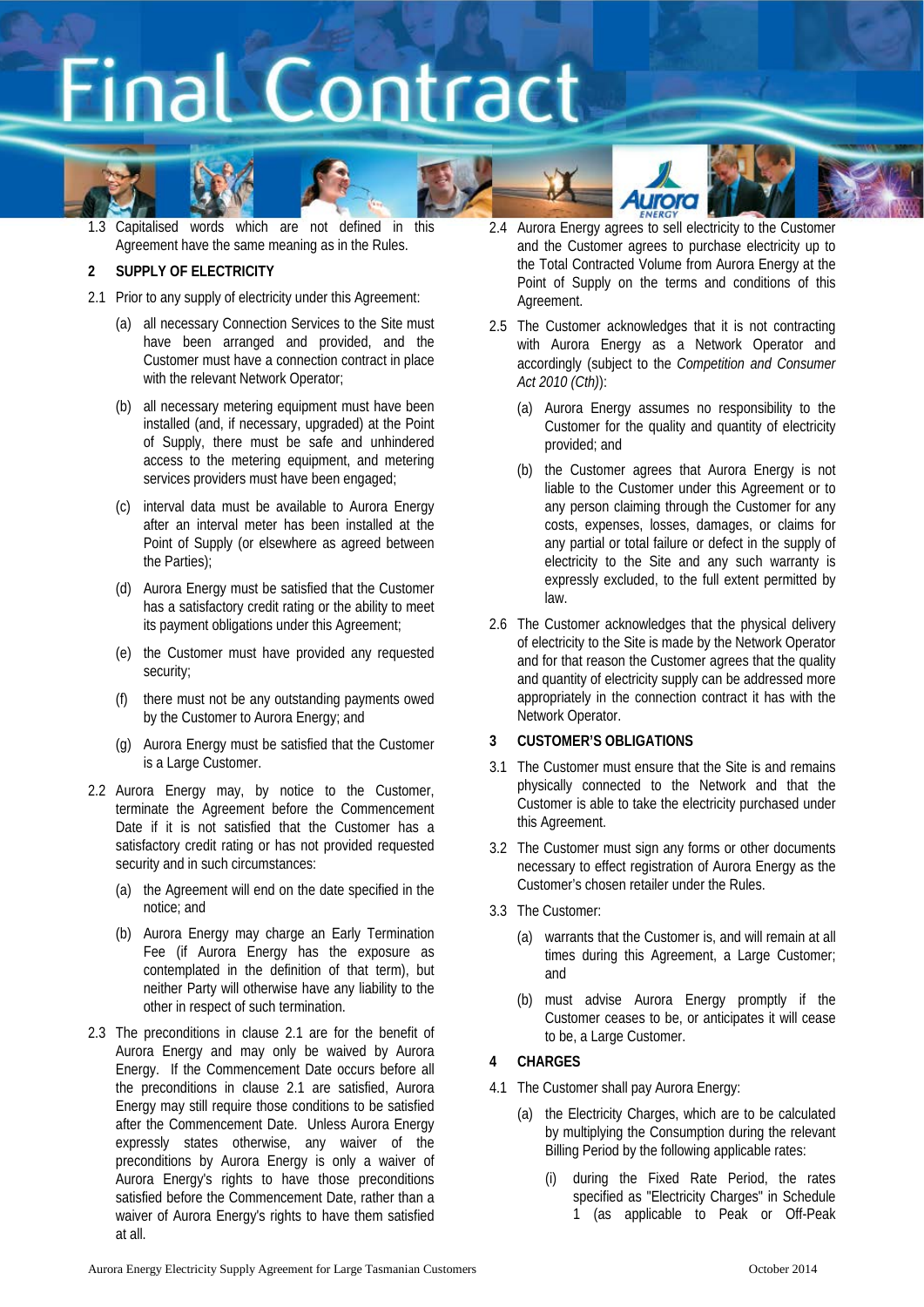1.3 Capitalised words which are not defined in this Agreement have the same meaning as in the Rules.

## 2 SUPPLY OF ELECTRICITY

2.1 Prior to any supply of electricity under this Agreement:

(a) all necessary Connection Services to the Site must have been arranged and provided, and the Customer must have a connection contract in place with the relevant Network Operator;

(b) all necessary metering equipment must have been installed (and, if necessary, upgraded) at the Point of Supply, there must be safe and unhindered access to the metering equipment, and metering services providers must have been engaged;

(c) interval data must be available to Aurora Energy after an interval meter has been installed at the Point of Supply (or elsewhere as agreed between the Parties);

(d) Aurora Energy must be satisfied that the Customer has a satisfactory credit rating or the ability to meet its payment obligations under this Agreement;

(e) the Customer must have provided any requested security;

(f) there must not be any outstanding payments owed by the Customer to Aurora Energy; and

(g) Aurora Energy must be satisfied that the Customer is a Large Customer.

2.2 Aurora Energy may, by notice to the Customer, terminate the Agreement before the Commencement Date if it is not satisfied that the Customer has a satisfactory credit rating or has not provided requested security and in such circumstances:

(a) the Agreement will end on the date specified in the notice; and

(b) Aurora Energy may charge an Early Termination Fee (if Aurora Energy has the exposure as contemplated in the definition of that term), but neither Party will otherwise have any liability to the other in respect of such termination.

2.3 The preconditions in clause 2.1 are for the benefit of Aurora Energy and may only be waived by Aurora Energy. If the Commencement Date occurs before all the preconditions in clause 2.1 are satisfied, Aurora Energy may still require those conditions to be satisfied after the Commencement Date. Unless Aurora Energy expressly states otherwise, any waiver of the preconditions by Aurora Energy is only a waiver of Aurora Energy's rights to have those preconditions satisfied before the Commencement Date, rather than a waiver of Aurora Energy's rights to have them satisfied at all.

2.4 Aurora Energy agrees to sell electricity to the Customer and the Customer agrees to purchase electricity up to the Total Contracted Volume from Aurora Energy at the Point of Supply on the terms and conditions of this Agreement.

2.5 The Customer acknowledges that it is not contracting with Aurora Energy as a Network Operator and accordingly (subject to the *Competition and Consumer Act 2010 (Cth)*):

(a) Aurora Energy assumes no responsibility to the Customer for the quality and quantity of electricity provided; and

(b) the Customer agrees that Aurora Energy is not liable to the Customer under this Agreement or to any person claiming through the Customer for any costs, expenses, losses, damages, or claims for any partial or total failure or defect in the supply of electricity to the Site and any such warranty is expressly excluded, to the full extent permitted by law.

2.6 The Customer acknowledges that the physical delivery of electricity to the Site is made by the Network Operator and for that reason the Customer agrees that the quality and quantity of electricity supply can be addressed more appropriately in the connection contract it has with the Network Operator.

## 3 CUSTOMER'S OBLIGATIONS

3.1 The Customer must ensure that the Site is and remains physically connected to the Network and that the Customer is able to take the electricity purchased under this Agreement.

3.2 The Customer must sign any forms or other documents necessary to effect registration of Aurora Energy as the Customer's chosen retailer under the Rules.

3.3 The Customer:

(a) warrants that the Customer is, and will remain at all times during this Agreement, a Large Customer; and

(b) must advise Aurora Energy promptly if the Customer ceases to be, or anticipates it will cease to be, a Large Customer.

## 4 CHARGES

4.1 The Customer shall pay Aurora Energy:

(a) the Electricity Charges, which are to be calculated by multiplying the Consumption during the relevant Billing Period by the following applicable rates:

(i) during the Fixed Rate Period, the rates specified as "Electricity Charges" in Schedule 1 (as applicable to Peak or Off-Peak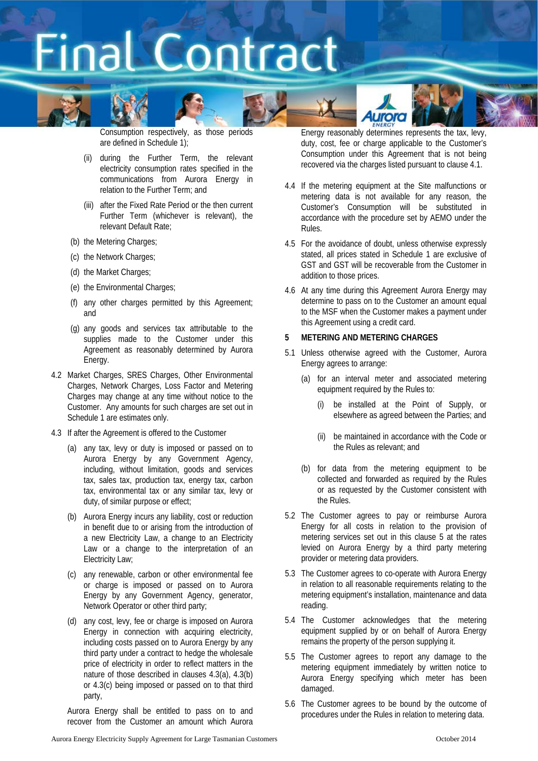Consumption respectively, as those periods are defined in Schedule 1);

(ii) during the Further Term, the relevant electricity consumption rates specified in the communications from Aurora Energy in relation to the Further Term; and

(iii) after the Fixed Rate Period or the then current Further Term (whichever is relevant), the relevant Default Rate;

(b) the Metering Charges;

(c) the Network Charges;

(d) the Market Charges;

(e) the Environmental Charges;

(f) any other charges permitted by this Agreement; and

(g) any goods and services tax attributable to the supplies made to the Customer under this Agreement as reasonably determined by Aurora Energy.

4.2 Market Charges, SRES Charges, Other Environmental Charges, Network Charges, Loss Factor and Metering Charges may change at any time without notice to the Customer. Any amounts for such charges are set out in Schedule 1 are estimates only.

4.3 If after the Agreement is offered to the Customer

(a) any tax, levy or duty is imposed or passed on to Aurora Energy by any Government Agency, including, without limitation, goods and services tax, sales tax, production tax, energy tax, carbon tax, environmental tax or any similar tax, levy or duty, of similar purpose or effect;

(b) Aurora Energy incurs any liability, cost or reduction in benefit due to or arising from the introduction of a new Electricity Law, a change to an Electricity Law or a change to the interpretation of an Electricity Law;

(c) any renewable, carbon or other environmental fee or charge is imposed or passed on to Aurora Energy by any Government Agency, generator, Network Operator or other third party;

(d) any cost, levy, fee or charge is imposed on Aurora Energy in connection with acquiring electricity, including costs passed on to Aurora Energy by any third party under a contract to hedge the wholesale price of electricity in order to reflect matters in the nature of those described in clauses 4.3(a), 4.3(b) or 4.3(c) being imposed or passed on to that third party,

Aurora Energy shall be entitled to pass on to and recover from the Customer an amount which Aurora Energy reasonably determines represents the tax, levy, duty, cost, fee or charge applicable to the Customer's Consumption under this Agreement that is not being recovered via the charges listed pursuant to clause 4.1.

4.4 If the metering equipment at the Site malfunctions or metering data is not available for any reason, the Customer's Consumption will be substituted in accordance with the procedure set by AEMO under the Rules.

4.5 For the avoidance of doubt, unless otherwise expressly stated, all prices stated in Schedule 1 are exclusive of GST and GST will be recoverable from the Customer in addition to those prices.

4.6 At any time during this Agreement Aurora Energy may determine to pass on to the Customer an amount equal to the MSF when the Customer makes a payment under this Agreement using a credit card.

## 5 METERING AND METERING CHARGES

5.1 Unless otherwise agreed with the Customer, Aurora Energy agrees to arrange:

(a) for an interval meter and associated metering equipment required by the Rules to:

(i) be installed at the Point of Supply, or elsewhere as agreed between the Parties; and

(ii) be maintained in accordance with the Code or the Rules as relevant; and

(b) for data from the metering equipment to be collected and forwarded as required by the Rules or as requested by the Customer consistent with the Rules.

5.2 The Customer agrees to pay or reimburse Aurora Energy for all costs in relation to the provision of metering services set out in this clause 5 at the rates levied on Aurora Energy by a third party metering provider or metering data providers.

5.3 The Customer agrees to co-operate with Aurora Energy in relation to all reasonable requirements relating to the metering equipment's installation, maintenance and data reading.

5.4 The Customer acknowledges that the metering equipment supplied by or on behalf of Aurora Energy remains the property of the person supplying it.

5.5 The Customer agrees to report any damage to the metering equipment immediately by written notice to Aurora Energy specifying which meter has been damaged.

5.6 The Customer agrees to be bound by the outcome of procedures under the Rules in relation to metering data.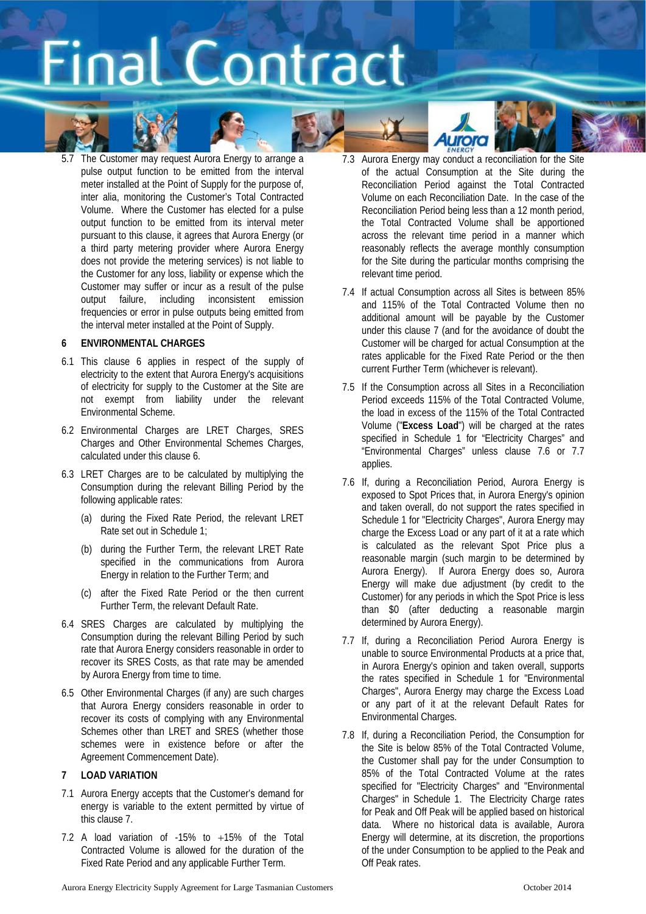5.7 The Customer may request Aurora Energy to arrange a pulse output function to be emitted from the interval meter installed at the Point of Supply for the purpose of, inter alia, monitoring the Customer's Total Contracted Volume. Where the Customer has elected for a pulse output function to be emitted from its interval meter pursuant to this clause, it agrees that Aurora Energy (or a third party metering provider where Aurora Energy does not provide the metering services) is not liable to the Customer for any loss, liability or expense which the Customer may suffer or incur as a result of the pulse output failure, including inconsistent emission frequencies or error in pulse outputs being emitted from the interval meter installed at the Point of Supply.

## 6 ENVIRONMENTAL CHARGES

6.1 This clause 6 applies in respect of the supply of electricity to the extent that Aurora Energy's acquisitions of electricity for supply to the Customer at the Site are not exempt from liability under the relevant Environmental Scheme.

6.2 Environmental Charges are LRET Charges, SRES Charges and Other Environmental Schemes Charges, calculated under this clause 6.

6.3 LRET Charges are to be calculated by multiplying the Consumption during the relevant Billing Period by the following applicable rates:

- (a) during the Fixed Rate Period, the relevant LRET Rate set out in Schedule 1;
- (b) during the Further Term, the relevant LRET Rate specified in the communications from Aurora Energy in relation to the Further Term; and
- (c) after the Fixed Rate Period or the then current Further Term, the relevant Default Rate.

6.4 SRES Charges are calculated by multiplying the Consumption during the relevant Billing Period by such rate that Aurora Energy considers reasonable in order to recover its SRES Costs, as that rate may be amended by Aurora Energy from time to time.

6.5 Other Environmental Charges (if any) are such charges that Aurora Energy considers reasonable in order to recover its costs of complying with any Environmental Schemes other than LRET and SRES (whether those schemes were in existence before or after the Agreement Commencement Date).

## 7 LOAD VARIATION

7.1 Aurora Energy accepts that the Customer's demand for energy is variable to the extent permitted by virtue of this clause 7.

7.2 A load variation of -15% to +15% of the Total Contracted Volume is allowed for the duration of the Fixed Rate Period and any applicable Further Term.

7.3 Aurora Energy may conduct a reconciliation for the Site of the actual Consumption at the Site during the Reconciliation Period against the Total Contracted Volume on each Reconciliation Date. In the case of the Reconciliation Period being less than a 12 month period, the Total Contracted Volume shall be apportioned across the relevant time period in a manner which reasonably reflects the average monthly consumption for the Site during the particular months comprising the relevant time period.

7.4 If actual Consumption across all Sites is between 85% and 115% of the Total Contracted Volume then no additional amount will be payable by the Customer under this clause 7 (and for the avoidance of doubt the Customer will be charged for actual Consumption at the rates applicable for the Fixed Rate Period or the then current Further Term (whichever is relevant).

7.5 If the Consumption across all Sites in a Reconciliation Period exceeds 115% of the Total Contracted Volume, the load in excess of the 115% of the Total Contracted Volume ("**Excess Load**") will be charged at the rates specified in Schedule 1 for "Electricity Charges" and "Environmental Charges" unless clause 7.6 or 7.7 applies.

7.6 If, during a Reconciliation Period, Aurora Energy is exposed to Spot Prices that, in Aurora Energy's opinion and taken overall, do not support the rates specified in Schedule 1 for "Electricity Charges", Aurora Energy may charge the Excess Load or any part of it at a rate which is calculated as the relevant Spot Price plus a reasonable margin (such margin to be determined by Aurora Energy). If Aurora Energy does so, Aurora Energy will make due adjustment (by credit to the Customer) for any periods in which the Spot Price is less than $0 (after deducting a reasonable margin determined by Aurora Energy).

7.7 If, during a Reconciliation Period Aurora Energy is unable to source Environmental Products at a price that, in Aurora Energy's opinion and taken overall, supports the rates specified in Schedule 1 for "Environmental Charges", Aurora Energy may charge the Excess Load or any part of it at the relevant Default Rates for Environmental Charges.

7.8 If, during a Reconciliation Period, the Consumption for the Site is below 85% of the Total Contracted Volume, the Customer shall pay for the under Consumption to 85% of the Total Contracted Volume at the rates specified for "Electricity Charges" and "Environmental Charges" in Schedule 1. The Electricity Charge rates for Peak and Off Peak will be applied based on historical data. Where no historical data is available, Aurora Energy will determine, at its discretion, the proportions of the under Consumption to be applied to the Peak and Off Peak rates.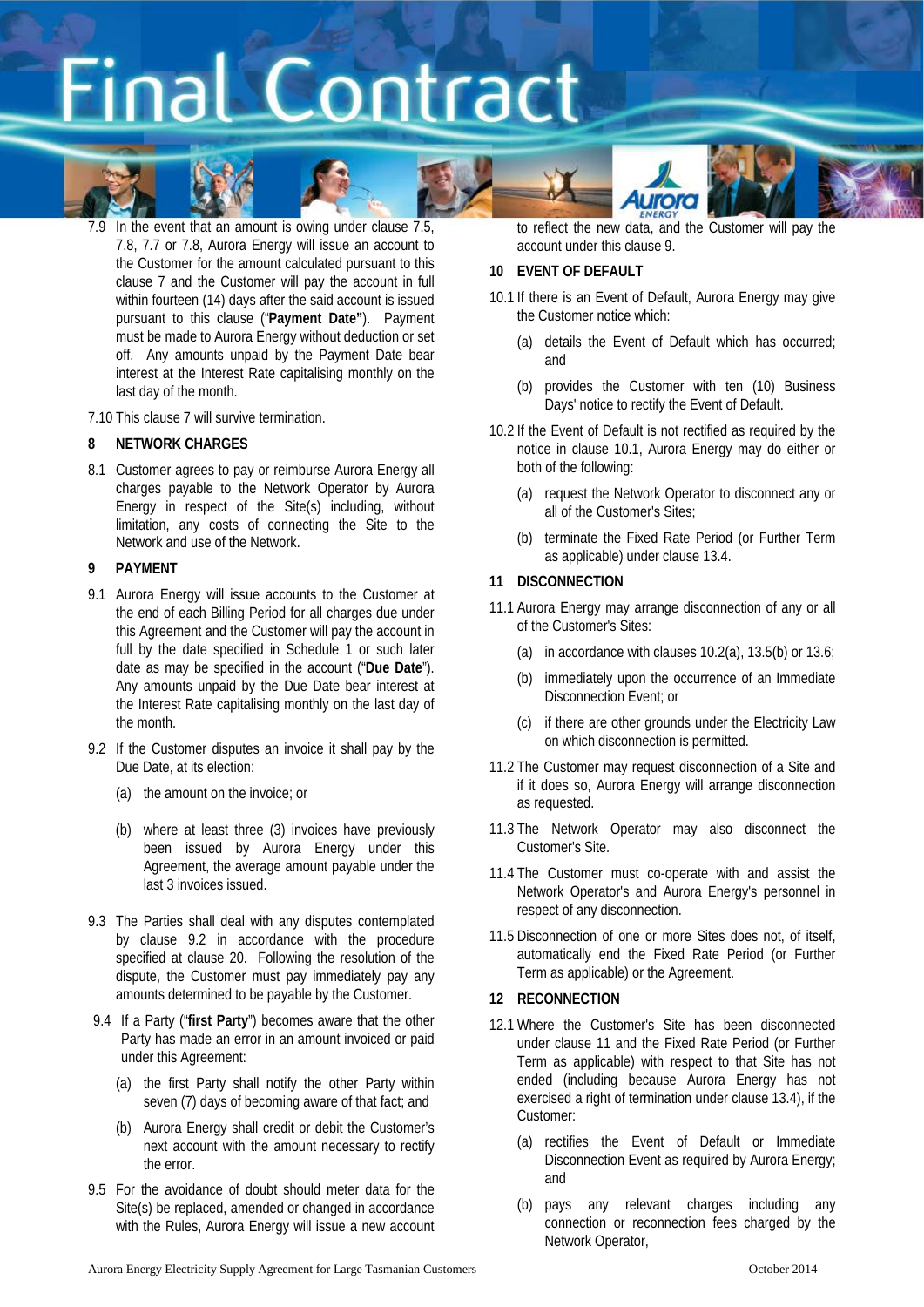7.9 In the event that an amount is owing under clause 7.5, 7.8, 7.7 or 7.8, Aurora Energy will issue an account to the Customer for the amount calculated pursuant to this clause 7 and the Customer will pay the account in full within fourteen (14) days after the said account is issued pursuant to this clause ("**Payment Date**"). Payment must be made to Aurora Energy without deduction or set off. Any amounts unpaid by the Payment Date bear interest at the Interest Rate capitalising monthly on the last day of the month.

7.10 This clause 7 will survive termination.

## 8 NETWORK CHARGES

8.1 Customer agrees to pay or reimburse Aurora Energy all charges payable to the Network Operator by Aurora Energy in respect of the Site(s) including, without limitation, any costs of connecting the Site to the Network and use of the Network.

## 9 PAYMENT

9.1 Aurora Energy will issue accounts to the Customer at the end of each Billing Period for all charges due under this Agreement and the Customer will pay the account in full by the date specified in Schedule 1 or such later date as may be specified in the account ("**Due Date**"). Any amounts unpaid by the Due Date bear interest at the Interest Rate capitalising monthly on the last day of the month.

9.2 If the Customer disputes an invoice it shall pay by the Due Date, at its election:

(a) the amount on the invoice; or

(b) where at least three (3) invoices have previously been issued by Aurora Energy under this Agreement, the average amount payable under the last 3 invoices issued.

9.3 The Parties shall deal with any disputes contemplated by clause 9.2 in accordance with the procedure specified at clause 20. Following the resolution of the dispute, the Customer must pay immediately pay any amounts determined to be payable by the Customer.

9.4 If a Party ("**first Party**") becomes aware that the other Party has made an error in an amount invoiced or paid under this Agreement:

(a) the first Party shall notify the other Party within seven (7) days of becoming aware of that fact; and

(b) Aurora Energy shall credit or debit the Customer's next account with the amount necessary to rectify the error.

9.5 For the avoidance of doubt should meter data for the Site(s) be replaced, amended or changed in accordance with the Rules, Aurora Energy will issue a new account to reflect the new data, and the Customer will pay the account under this clause 9.

## 10 EVENT OF DEFAULT

10.1 If there is an Event of Default, Aurora Energy may give the Customer notice which:

(a) details the Event of Default which has occurred; and

(b) provides the Customer with ten (10) Business Days' notice to rectify the Event of Default.

10.2 If the Event of Default is not rectified as required by the notice in clause 10.1, Aurora Energy may do either or both of the following:

(a) request the Network Operator to disconnect any or all of the Customer's Sites;

(b) terminate the Fixed Rate Period (or Further Term as applicable) under clause 13.4.

## 11 DISCONNECTION

11.1 Aurora Energy may arrange disconnection of any or all of the Customer's Sites:

(a) in accordance with clauses 10.2(a), 13.5(b) or 13.6;

(b) immediately upon the occurrence of an Immediate Disconnection Event; or

(c) if there are other grounds under the Electricity Law on which disconnection is permitted.

11.2 The Customer may request disconnection of a Site and if it does so, Aurora Energy will arrange disconnection as requested.

11.3 The Network Operator may also disconnect the Customer's Site.

11.4 The Customer must co-operate with and assist the Network Operator's and Aurora Energy's personnel in respect of any disconnection.

11.5 Disconnection of one or more Sites does not, of itself, automatically end the Fixed Rate Period (or Further Term as applicable) or the Agreement.

## 12 RECONNECTION

12.1 Where the Customer's Site has been disconnected under clause 11 and the Fixed Rate Period (or Further Term as applicable) with respect to that Site has not ended (including because Aurora Energy has not exercised a right of termination under clause 13.4), if the Customer:

(a) rectifies the Event of Default or Immediate Disconnection Event as required by Aurora Energy; and

(b) pays any relevant charges including any connection or reconnection fees charged by the Network Operator,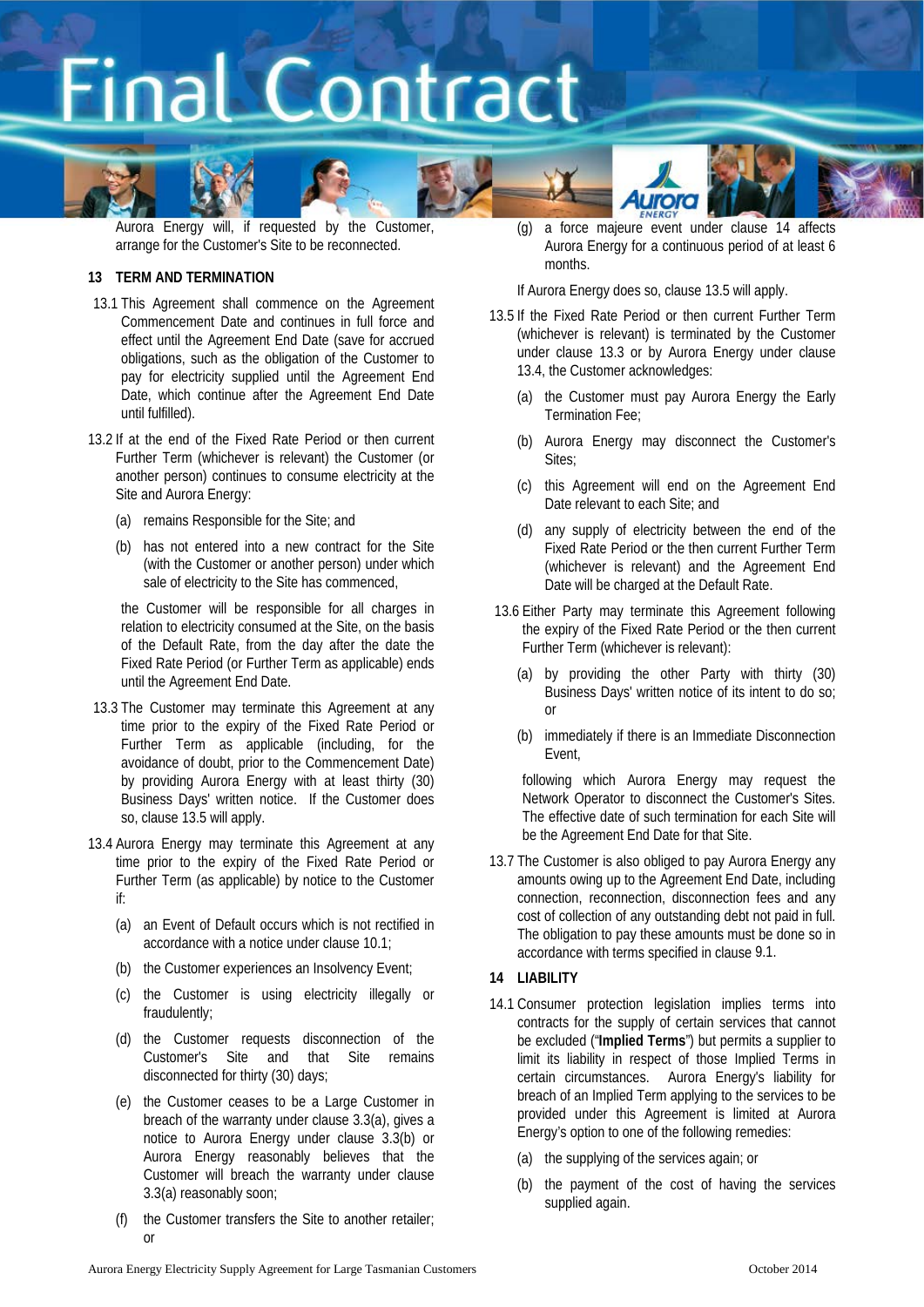Aurora Energy will, if requested by the Customer, arrange for the Customer's Site to be reconnected.

## 13 TERM AND TERMINATION

13.1 This Agreement shall commence on the Agreement Commencement Date and continues in full force and effect until the Agreement End Date (save for accrued obligations, such as the obligation of the Customer to pay for electricity supplied until the Agreement End Date, which continue after the Agreement End Date until fulfilled).

13.2 If at the end of the Fixed Rate Period or then current Further Term (whichever is relevant) the Customer (or another person) continues to consume electricity at the Site and Aurora Energy:

(a) remains Responsible for the Site; and

(b) has not entered into a new contract for the Site (with the Customer or another person) under which sale of electricity to the Site has commenced,

the Customer will be responsible for all charges in relation to electricity consumed at the Site, on the basis of the Default Rate, from the day after the date the Fixed Rate Period (or Further Term as applicable) ends until the Agreement End Date.

13.3 The Customer may terminate this Agreement at any time prior to the expiry of the Fixed Rate Period or Further Term as applicable (including, for the avoidance of doubt, prior to the Commencement Date) by providing Aurora Energy with at least thirty (30) Business Days' written notice. If the Customer does so, clause 13.5 will apply.

13.4 Aurora Energy may terminate this Agreement at any time prior to the expiry of the Fixed Rate Period or Further Term (as applicable) by notice to the Customer if:

(a) an Event of Default occurs which is not rectified in accordance with a notice under clause 10.1;

(b) the Customer experiences an Insolvency Event;

(c) the Customer is using electricity illegally or fraudulently;

(d) the Customer requests disconnection of the Customer's Site and that Site remains disconnected for thirty (30) days;

(e) the Customer ceases to be a Large Customer in breach of the warranty under clause 3.3(a), gives a notice to Aurora Energy under clause 3.3(b) or Aurora Energy reasonably believes that the Customer will breach the warranty under clause 3.3(a) reasonably soon;

(f) the Customer transfers the Site to another retailer; or

(g) a force majeure event under clause 14 affects Aurora Energy for a continuous period of at least 6 months.

If Aurora Energy does so, clause 13.5 will apply.

13.5 If the Fixed Rate Period or then current Further Term (whichever is relevant) is terminated by the Customer under clause 13.3 or by Aurora Energy under clause 13.4, the Customer acknowledges:

(a) the Customer must pay Aurora Energy the Early Termination Fee;

(b) Aurora Energy may disconnect the Customer's Sites;

(c) this Agreement will end on the Agreement End Date relevant to each Site; and

(d) any supply of electricity between the end of the Fixed Rate Period or the then current Further Term (whichever is relevant) and the Agreement End Date will be charged at the Default Rate.

13.6 Either Party may terminate this Agreement following the expiry of the Fixed Rate Period or the then current Further Term (whichever is relevant):

(a) by providing the other Party with thirty (30) Business Days' written notice of its intent to do so; or

(b) immediately if there is an Immediate Disconnection Event,

following which Aurora Energy may request the Network Operator to disconnect the Customer's Sites. The effective date of such termination for each Site will be the Agreement End Date for that Site.

13.7 The Customer is also obliged to pay Aurora Energy any amounts owing up to the Agreement End Date, including connection, reconnection, disconnection fees and any cost of collection of any outstanding debt not paid in full. The obligation to pay these amounts must be done so in accordance with terms specified in clause 9.1.

## 14 LIABILITY

14.1 Consumer protection legislation implies terms into contracts for the supply of certain services that cannot be excluded ("**Implied Terms**") but permits a supplier to limit its liability in respect of those Implied Terms in certain circumstances. Aurora Energy's liability for breach of an Implied Term applying to the services to be provided under this Agreement is limited at Aurora Energy's option to one of the following remedies:

(a) the supplying of the services again; or

(b) the payment of the cost of having the services supplied again.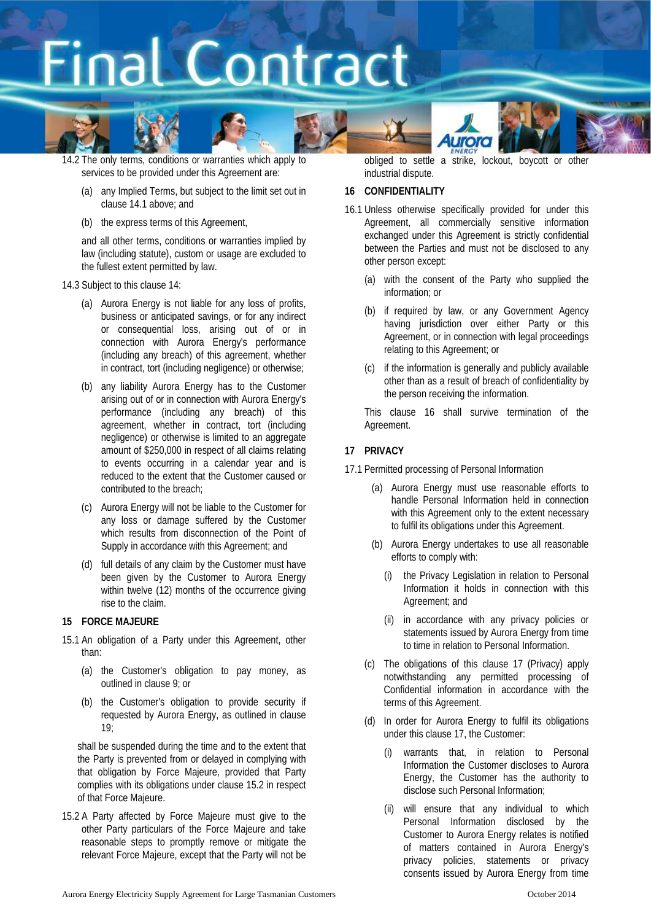14.2 The only terms, conditions or warranties which apply to services to be provided under this Agreement are:

(a) any Implied Terms, but subject to the limit set out in clause 14.1 above; and

(b) the express terms of this Agreement,

and all other terms, conditions or warranties implied by law (including statute), custom or usage are excluded to the fullest extent permitted by law.

14.3 Subject to this clause 14:

(a) Aurora Energy is not liable for any loss of profits, business or anticipated savings, or for any indirect or consequential loss, arising out of or in connection with Aurora Energy's performance (including any breach) of this agreement, whether in contract, tort (including negligence) or otherwise;

(b) any liability Aurora Energy has to the Customer arising out of or in connection with Aurora Energy's performance (including any breach) of this agreement, whether in contract, tort (including negligence) or otherwise is limited to an aggregate amount of $250,000 in respect of all claims relating to events occurring in a calendar year and is reduced to the extent that the Customer caused or contributed to the breach;

(c) Aurora Energy will not be liable to the Customer for any loss or damage suffered by the Customer which results from disconnection of the Point of Supply in accordance with this Agreement; and

(d) full details of any claim by the Customer must have been given by the Customer to Aurora Energy within twelve (12) months of the occurrence giving rise to the claim.

## 15 FORCE MAJEURE

15.1 An obligation of a Party under this Agreement, other than:

(a) the Customer's obligation to pay money, as outlined in clause 9; or

(b) the Customer's obligation to provide security if requested by Aurora Energy, as outlined in clause 19;

shall be suspended during the time and to the extent that the Party is prevented from or delayed in complying with that obligation by Force Majeure, provided that Party complies with its obligations under clause 15.2 in respect of that Force Majeure.

15.2 A Party affected by Force Majeure must give to the other Party particulars of the Force Majeure and take reasonable steps to promptly remove or mitigate the relevant Force Majeure, except that the Party will not be obliged to settle a strike, lockout, boycott or other industrial dispute.

## 16 CONFIDENTIALITY

16.1 Unless otherwise specifically provided for under this Agreement, all commercially sensitive information exchanged under this Agreement is strictly confidential between the Parties and must not be disclosed to any other person except:

(a) with the consent of the Party who supplied the information; or

(b) if required by law, or any Government Agency having jurisdiction over either Party or this Agreement, or in connection with legal proceedings relating to this Agreement; or

(c) if the information is generally and publicly available other than as a result of breach of confidentiality by the person receiving the information.

This clause 16 shall survive termination of the Agreement.

## 17 PRIVACY

17.1 Permitted processing of Personal Information

(a) Aurora Energy must use reasonable efforts to handle Personal Information held in connection with this Agreement only to the extent necessary to fulfil its obligations under this Agreement.

(b) Aurora Energy undertakes to use all reasonable efforts to comply with:

(i) the Privacy Legislation in relation to Personal Information it holds in connection with this Agreement; and

(ii) in accordance with any privacy policies or statements issued by Aurora Energy from time to time in relation to Personal Information.

(c) The obligations of this clause 17 (Privacy) apply notwithstanding any permitted processing of Confidential information in accordance with the terms of this Agreement.

(d) In order for Aurora Energy to fulfil its obligations under this clause 17, the Customer:

(i) warrants that, in relation to Personal Information the Customer discloses to Aurora Energy, the Customer has the authority to disclose such Personal Information;

(ii) will ensure that any individual to which Personal Information disclosed by the Customer to Aurora Energy relates is notified of matters contained in Aurora Energy's privacy policies, statements or privacy consents issued by Aurora Energy from time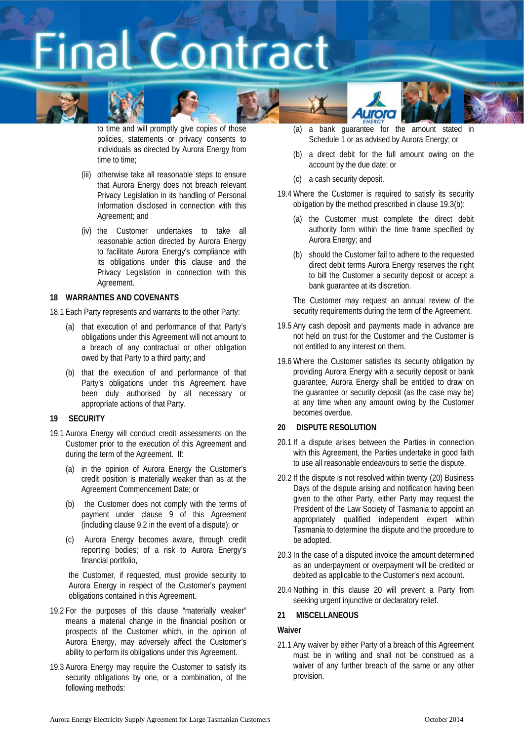to time and will promptly give copies of those policies, statements or privacy consents to individuals as directed by Aurora Energy from time to time;

(iii) otherwise take all reasonable steps to ensure that Aurora Energy does not breach relevant Privacy Legislation in its handling of Personal Information disclosed in connection with this Agreement; and

(iv) the Customer undertakes to take all reasonable action directed by Aurora Energy to facilitate Aurora Energy's compliance with its obligations under this clause and the Privacy Legislation in connection with this Agreement.

## 18 WARRANTIES AND COVENANTS

18.1 Each Party represents and warrants to the other Party:

(a) that execution of and performance of that Party's obligations under this Agreement will not amount to a breach of any contractual or other obligation owed by that Party to a third party; and

(b) that the execution of and performance of that Party's obligations under this Agreement have been duly authorised by all necessary or appropriate actions of that Party.

## 19 SECURITY

19.1 Aurora Energy will conduct credit assessments on the Customer prior to the execution of this Agreement and during the term of the Agreement. If:

(a) in the opinion of Aurora Energy the Customer's credit position is materially weaker than as at the Agreement Commencement Date; or

(b) the Customer does not comply with the terms of payment under clause 9 of this Agreement (including clause 9.2 in the event of a dispute); or

(c) Aurora Energy becomes aware, through credit reporting bodies; of a risk to Aurora Energy's financial portfolio,

the Customer, if requested, must provide security to Aurora Energy in respect of the Customer's payment obligations contained in this Agreement.

19.2 For the purposes of this clause "materially weaker" means a material change in the financial position or prospects of the Customer which, in the opinion of Aurora Energy, may adversely affect the Customer's ability to perform its obligations under this Agreement.

19.3 Aurora Energy may require the Customer to satisfy its security obligations by one, or a combination, of the following methods:

(a) a bank guarantee for the amount stated in Schedule 1 or as advised by Aurora Energy; or

(b) a direct debit for the full amount owing on the account by the due date; or

(c) a cash security deposit.

19.4 Where the Customer is required to satisfy its security obligation by the method prescribed in clause 19.3(b):

(a) the Customer must complete the direct debit authority form within the time frame specified by Aurora Energy; and

(b) should the Customer fail to adhere to the requested direct debit terms Aurora Energy reserves the right to bill the Customer a security deposit or accept a bank guarantee at its discretion.

The Customer may request an annual review of the security requirements during the term of the Agreement.

19.5 Any cash deposit and payments made in advance are not held on trust for the Customer and the Customer is not entitled to any interest on them.

19.6 Where the Customer satisfies its security obligation by providing Aurora Energy with a security deposit or bank guarantee, Aurora Energy shall be entitled to draw on the guarantee or security deposit (as the case may be) at any time when any amount owing by the Customer becomes overdue.

## 20 DISPUTE RESOLUTION

20.1 If a dispute arises between the Parties in connection with this Agreement, the Parties undertake in good faith to use all reasonable endeavours to settle the dispute.

20.2 If the dispute is not resolved within twenty (20) Business Days of the dispute arising and notification having been given to the other Party, either Party may request the President of the Law Society of Tasmania to appoint an appropriately qualified independent expert within Tasmania to determine the dispute and the procedure to be adopted.

20.3 In the case of a disputed invoice the amount determined as an underpayment or overpayment will be credited or debited as applicable to the Customer's next account.

20.4 Nothing in this clause 20 will prevent a Party from seeking urgent injunctive or declaratory relief.

## 21 MISCELLANEOUS

### Waiver

21.1 Any waiver by either Party of a breach of this Agreement must be in writing and shall not be construed as a waiver of any further breach of the same or any other provision.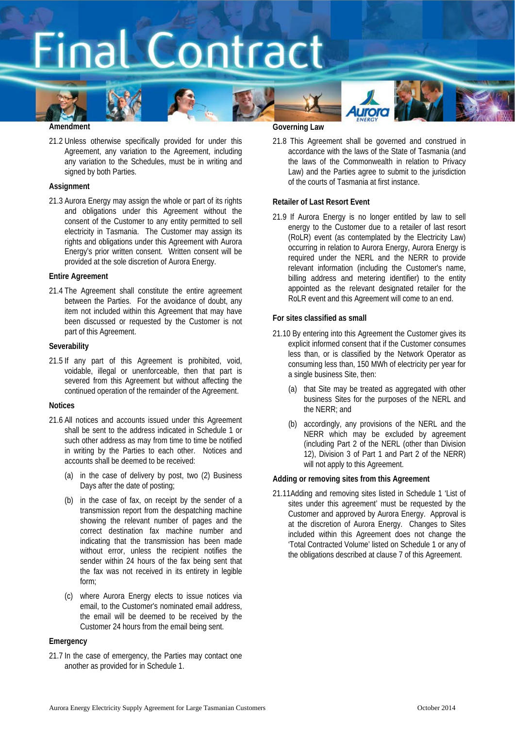# Final Contract

### Amendment

21.2 Unless otherwise specifically provided for under this Agreement, any variation to the Agreement, including any variation to the Schedules, must be in writing and signed by both Parties.

### Assignment

21.3 Aurora Energy may assign the whole or part of its rights and obligations under this Agreement without the consent of the Customer to any entity permitted to sell electricity in Tasmania. The Customer may assign its rights and obligations under this Agreement with Aurora Energy's prior written consent. Written consent will be provided at the sole discretion of Aurora Energy.

### Entire Agreement

21.4 The Agreement shall constitute the entire agreement between the Parties. For the avoidance of doubt, any item not included within this Agreement that may have been discussed or requested by the Customer is not part of this Agreement.

### Severability

21.5 If any part of this Agreement is prohibited, void, voidable, illegal or unenforceable, then that part is severed from this Agreement but without affecting the continued operation of the remainder of the Agreement.

### Notices

21.6 All notices and accounts issued under this Agreement shall be sent to the address indicated in Schedule 1 or such other address as may from time to time be notified in writing by the Parties to each other. Notices and accounts shall be deemed to be received:

(a) in the case of delivery by post, two (2) Business Days after the date of posting;

(b) in the case of fax, on receipt by the sender of a transmission report from the despatching machine showing the relevant number of pages and the correct destination fax machine number and indicating that the transmission has been made without error, unless the recipient notifies the sender within 24 hours of the fax being sent that the fax was not received in its entirety in legible form;

(c) where Aurora Energy elects to issue notices via email, to the Customer's nominated email address, the email will be deemed to be received by the Customer 24 hours from the email being sent.

### Emergency

21.7 In the case of emergency, the Parties may contact one another as provided for in Schedule 1.

### Governing Law

21.8 This Agreement shall be governed and construed in accordance with the laws of the State of Tasmania (and the laws of the Commonwealth in relation to Privacy Law) and the Parties agree to submit to the jurisdiction of the courts of Tasmania at first instance.

### Retailer of Last Resort Event

21.9 If Aurora Energy is no longer entitled by law to sell energy to the Customer due to a retailer of last resort (RoLR) event (as contemplated by the Electricity Law) occurring in relation to Aurora Energy, Aurora Energy is required under the NERL and the NERR to provide relevant information (including the Customer's name, billing address and metering identifier) to the entity appointed as the relevant designated retailer for the RoLR event and this Agreement will come to an end.

### For sites classified as small

21.10 By entering into this Agreement the Customer gives its explicit informed consent that if the Customer consumes less than, or is classified by the Network Operator as consuming less than, 150 MWh of electricity per year for a single business Site, then:

(a) that Site may be treated as aggregated with other business Sites for the purposes of the NERL and the NERR; and

(b) accordingly, any provisions of the NERL and the NERR which may be excluded by agreement (including Part 2 of the NERL (other than Division 12), Division 3 of Part 1 and Part 2 of the NERR) will not apply to this Agreement.

### Adding or removing sites from this Agreement

21.11 Adding and removing sites listed in Schedule 1 'List of sites under this agreement' must be requested by the Customer and approved by Aurora Energy. Approval is at the discretion of Aurora Energy. Changes to Sites included within this Agreement does not change the 'Total Contracted Volume' listed on Schedule 1 or any of the obligations described at clause 7 of this Agreement.